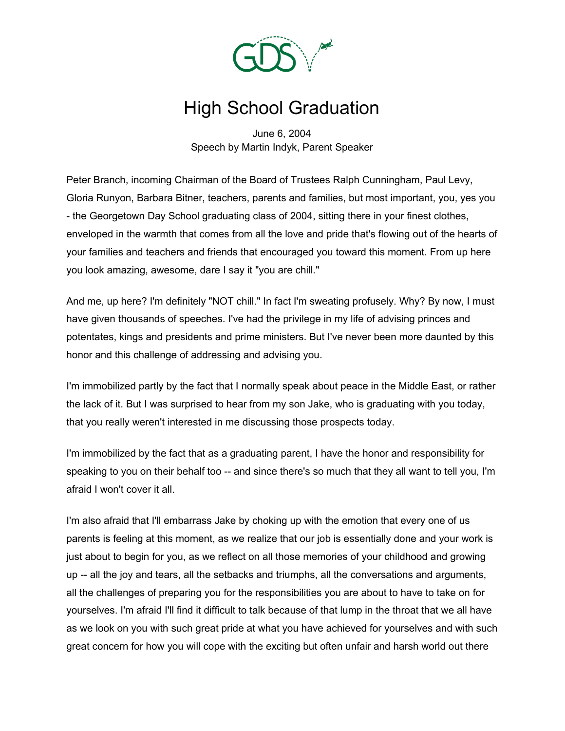# High School Graduation

June 6, 2004
Speech by Martin Indyk, Parent Speaker

Peter Branch, incoming Chairman of the Board of Trustees Ralph Cunningham, Paul Levy, Gloria Runyon, Barbara Bitner, teachers, parents and families, but most important, you, yes you - the Georgetown Day School graduating class of 2004, sitting there in your finest clothes, enveloped in the warmth that comes from all the love and pride that's flowing out of the hearts of your families and teachers and friends that encouraged you toward this moment. From up here you look amazing, awesome, dare I say it "you are chill."

And me, up here? I'm definitely "NOT chill." In fact I'm sweating profusely. Why? By now, I must have given thousands of speeches. I've had the privilege in my life of advising princes and potentates, kings and presidents and prime ministers. But I've never been more daunted by this honor and this challenge of addressing and advising you.

I'm immobilized partly by the fact that I normally speak about peace in the Middle East, or rather the lack of it. But I was surprised to hear from my son Jake, who is graduating with you today, that you really weren't interested in me discussing those prospects today.

I'm immobilized by the fact that as a graduating parent, I have the honor and responsibility for speaking to you on their behalf too -- and since there's so much that they all want to tell you, I'm afraid I won't cover it all.

I'm also afraid that I'll embarrass Jake by choking up with the emotion that every one of us parents is feeling at this moment, as we realize that our job is essentially done and your work is just about to begin for you, as we reflect on all those memories of your childhood and growing up -- all the joy and tears, all the setbacks and triumphs, all the conversations and arguments, all the challenges of preparing you for the responsibilities you are about to have to take on for yourselves. I'm afraid I'll find it difficult to talk because of that lump in the throat that we all have as we look on you with such great pride at what you have achieved for yourselves and with such great concern for how you will cope with the exciting but often unfair and harsh world out there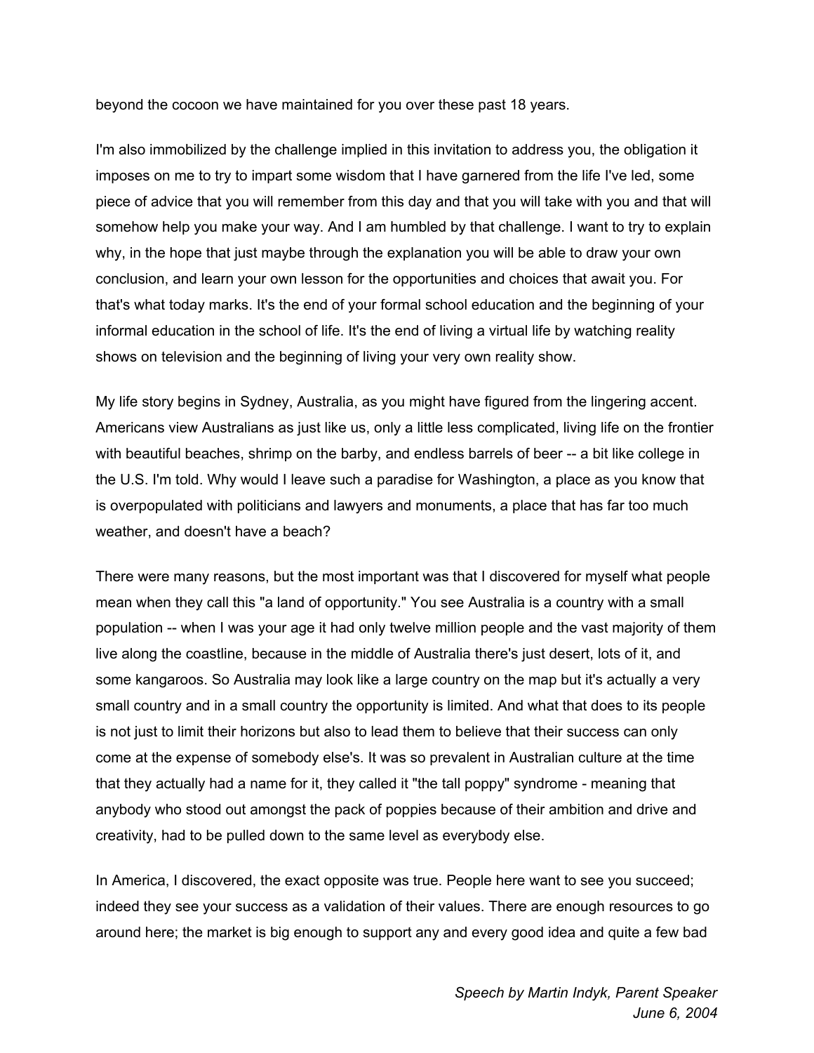beyond the cocoon we have maintained for you over these past 18 years.

I'm also immobilized by the challenge implied in this invitation to address you, the obligation it imposes on me to try to impart some wisdom that I have garnered from the life I've led, some piece of advice that you will remember from this day and that you will take with you and that will somehow help you make your way. And I am humbled by that challenge. I want to try to explain why, in the hope that just maybe through the explanation you will be able to draw your own conclusion, and learn your own lesson for the opportunities and choices that await you. For that's what today marks. It's the end of your formal school education and the beginning of your informal education in the school of life. It's the end of living a virtual life by watching reality shows on television and the beginning of living your very own reality show.

My life story begins in Sydney, Australia, as you might have figured from the lingering accent. Americans view Australians as just like us, only a little less complicated, living life on the frontier with beautiful beaches, shrimp on the barby, and endless barrels of beer -- a bit like college in the U.S. I'm told. Why would I leave such a paradise for Washington, a place as you know that is overpopulated with politicians and lawyers and monuments, a place that has far too much weather, and doesn't have a beach?

There were many reasons, but the most important was that I discovered for myself what people mean when they call this "a land of opportunity." You see Australia is a country with a small population -- when I was your age it had only twelve million people and the vast majority of them live along the coastline, because in the middle of Australia there's just desert, lots of it, and some kangaroos. So Australia may look like a large country on the map but it's actually a very small country and in a small country the opportunity is limited. And what that does to its people is not just to limit their horizons but also to lead them to believe that their success can only come at the expense of somebody else's. It was so prevalent in Australian culture at the time that they actually had a name for it, they called it "the tall poppy" syndrome - meaning that anybody who stood out amongst the pack of poppies because of their ambition and drive and creativity, had to be pulled down to the same level as everybody else.

In America, I discovered, the exact opposite was true. People here want to see you succeed; indeed they see your success as a validation of their values. There are enough resources to go around here; the market is big enough to support any and every good idea and quite a few bad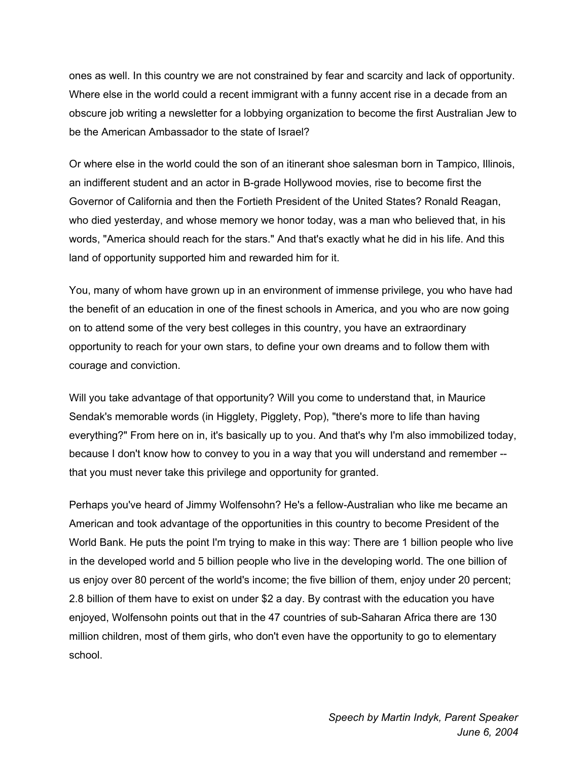ones as well. In this country we are not constrained by fear and scarcity and lack of opportunity. Where else in the world could a recent immigrant with a funny accent rise in a decade from an obscure job writing a newsletter for a lobbying organization to become the first Australian Jew to be the American Ambassador to the state of Israel?

Or where else in the world could the son of an itinerant shoe salesman born in Tampico, Illinois, an indifferent student and an actor in B-grade Hollywood movies, rise to become first the Governor of California and then the Fortieth President of the United States? Ronald Reagan, who died yesterday, and whose memory we honor today, was a man who believed that, in his words, "America should reach for the stars." And that's exactly what he did in his life. And this land of opportunity supported him and rewarded him for it.

You, many of whom have grown up in an environment of immense privilege, you who have had the benefit of an education in one of the finest schools in America, and you who are now going on to attend some of the very best colleges in this country, you have an extraordinary opportunity to reach for your own stars, to define your own dreams and to follow them with courage and conviction.

Will you take advantage of that opportunity? Will you come to understand that, in Maurice Sendak's memorable words (in Higglety, Pigglety, Pop), "there's more to life than having everything?" From here on in, it's basically up to you. And that's why I'm also immobilized today, because I don't know how to convey to you in a way that you will understand and remember -- that you must never take this privilege and opportunity for granted.

Perhaps you've heard of Jimmy Wolfensohn? He's a fellow-Australian who like me became an American and took advantage of the opportunities in this country to become President of the World Bank. He puts the point I'm trying to make in this way: There are 1 billion people who live in the developed world and 5 billion people who live in the developing world. The one billion of us enjoy over 80 percent of the world's income; the five billion of them, enjoy under 20 percent; 2.8 billion of them have to exist on under $2 a day. By contrast with the education you have enjoyed, Wolfensohn points out that in the 47 countries of sub-Saharan Africa there are 130 million children, most of them girls, who don't even have the opportunity to go to elementary school.

*Speech by Martin Indyk, Parent Speaker*
*June 6, 2004*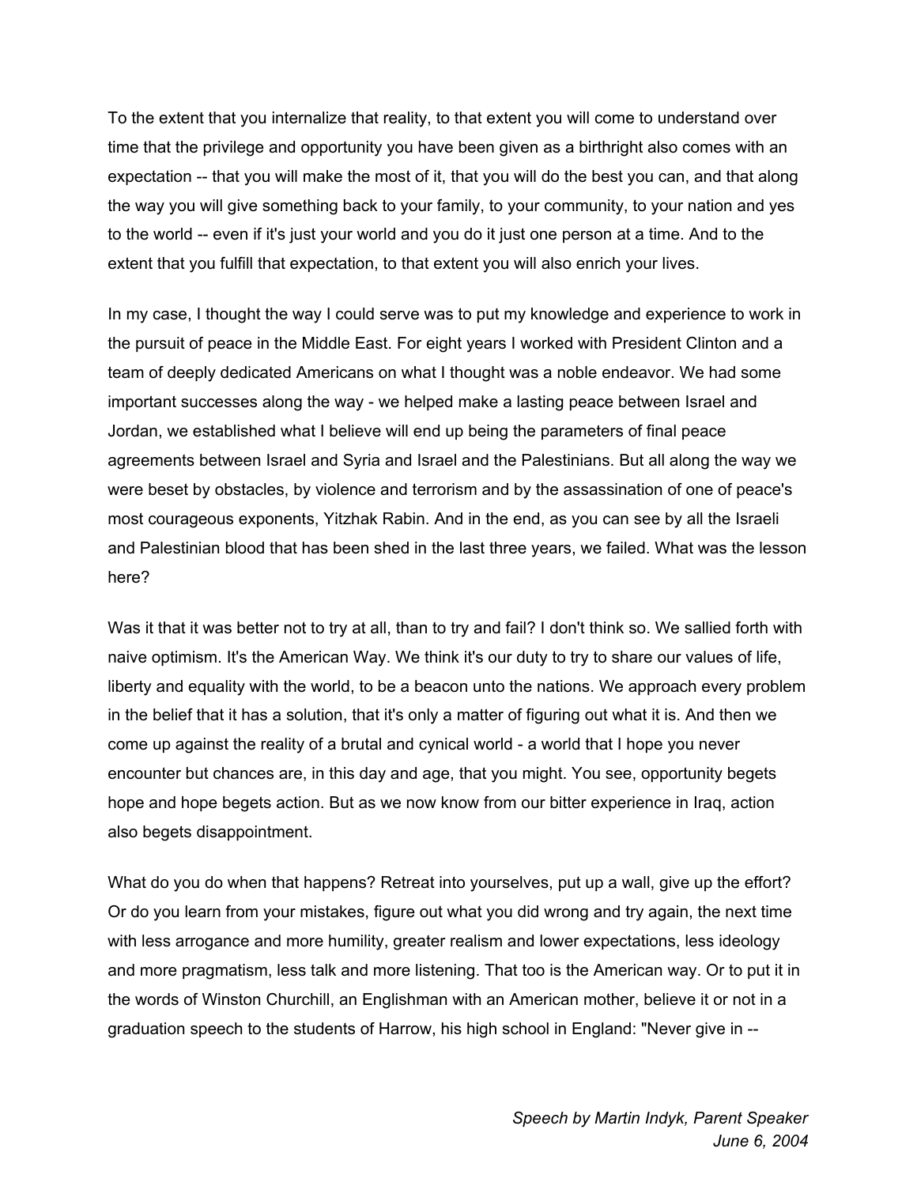To the extent that you internalize that reality, to that extent you will come to understand over time that the privilege and opportunity you have been given as a birthright also comes with an expectation -- that you will make the most of it, that you will do the best you can, and that along the way you will give something back to your family, to your community, to your nation and yes to the world -- even if it's just your world and you do it just one person at a time. And to the extent that you fulfill that expectation, to that extent you will also enrich your lives.

In my case, I thought the way I could serve was to put my knowledge and experience to work in the pursuit of peace in the Middle East. For eight years I worked with President Clinton and a team of deeply dedicated Americans on what I thought was a noble endeavor. We had some important successes along the way - we helped make a lasting peace between Israel and Jordan, we established what I believe will end up being the parameters of final peace agreements between Israel and Syria and Israel and the Palestinians. But all along the way we were beset by obstacles, by violence and terrorism and by the assassination of one of peace's most courageous exponents, Yitzhak Rabin. And in the end, as you can see by all the Israeli and Palestinian blood that has been shed in the last three years, we failed. What was the lesson here?

Was it that it was better not to try at all, than to try and fail? I don't think so. We sallied forth with naive optimism. It's the American Way. We think it's our duty to try to share our values of life, liberty and equality with the world, to be a beacon unto the nations. We approach every problem in the belief that it has a solution, that it's only a matter of figuring out what it is. And then we come up against the reality of a brutal and cynical world - a world that I hope you never encounter but chances are, in this day and age, that you might. You see, opportunity begets hope and hope begets action. But as we now know from our bitter experience in Iraq, action also begets disappointment.

What do you do when that happens? Retreat into yourselves, put up a wall, give up the effort? Or do you learn from your mistakes, figure out what you did wrong and try again, the next time with less arrogance and more humility, greater realism and lower expectations, less ideology and more pragmatism, less talk and more listening. That too is the American way. Or to put it in the words of Winston Churchill, an Englishman with an American mother, believe it or not in a graduation speech to the students of Harrow, his high school in England: "Never give in --

*Speech by Martin Indyk, Parent Speaker*
*June 6, 2004*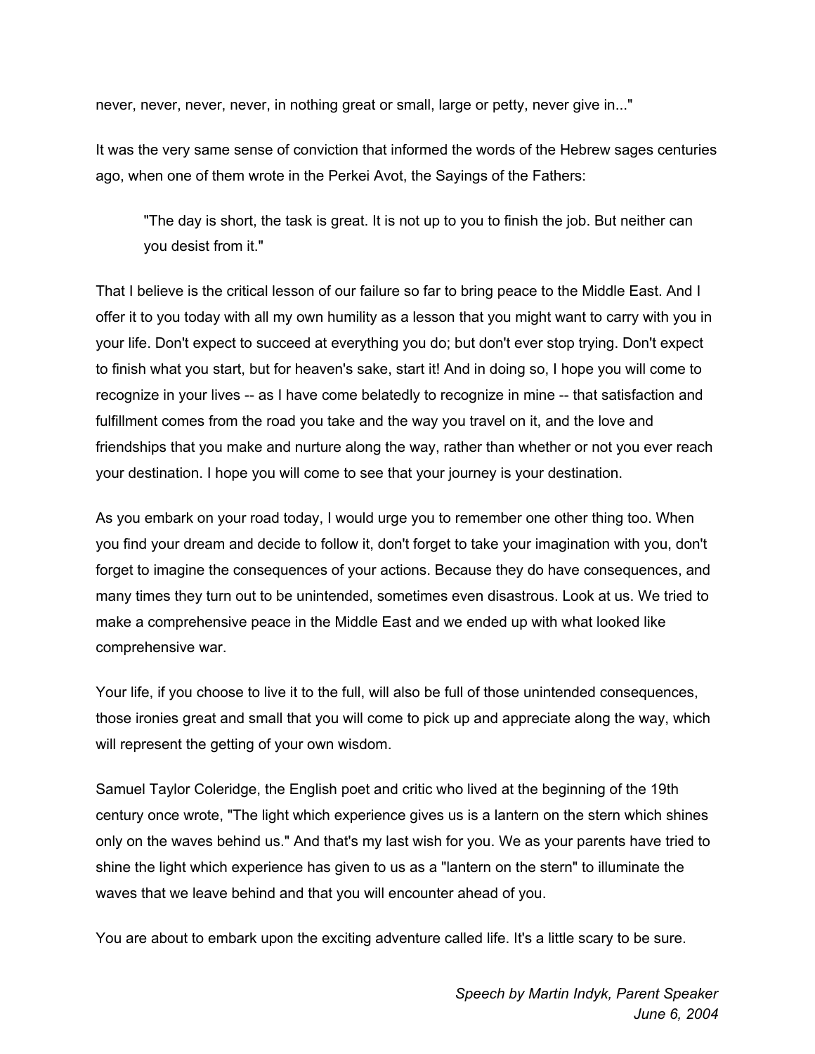never, never, never, never, in nothing great or small, large or petty, never give in..."

It was the very same sense of conviction that informed the words of the Hebrew sages centuries ago, when one of them wrote in the Perkei Avot, the Sayings of the Fathers:

> "The day is short, the task is great. It is not up to you to finish the job. But neither can you desist from it."

That I believe is the critical lesson of our failure so far to bring peace to the Middle East. And I offer it to you today with all my own humility as a lesson that you might want to carry with you in your life. Don't expect to succeed at everything you do; but don't ever stop trying. Don't expect to finish what you start, but for heaven's sake, start it! And in doing so, I hope you will come to recognize in your lives -- as I have come belatedly to recognize in mine -- that satisfaction and fulfillment comes from the road you take and the way you travel on it, and the love and friendships that you make and nurture along the way, rather than whether or not you ever reach your destination. I hope you will come to see that your journey is your destination.

As you embark on your road today, I would urge you to remember one other thing too. When you find your dream and decide to follow it, don't forget to take your imagination with you, don't forget to imagine the consequences of your actions. Because they do have consequences, and many times they turn out to be unintended, sometimes even disastrous. Look at us. We tried to make a comprehensive peace in the Middle East and we ended up with what looked like comprehensive war.

Your life, if you choose to live it to the full, will also be full of those unintended consequences, those ironies great and small that you will come to pick up and appreciate along the way, which will represent the getting of your own wisdom.

Samuel Taylor Coleridge, the English poet and critic who lived at the beginning of the 19th century once wrote, "The light which experience gives us is a lantern on the stern which shines only on the waves behind us." And that's my last wish for you. We as your parents have tried to shine the light which experience has given to us as a "lantern on the stern" to illuminate the waves that we leave behind and that you will encounter ahead of you.

You are about to embark upon the exciting adventure called life. It's a little scary to be sure.

*Speech by Martin Indyk, Parent Speaker*
*June 6, 2004*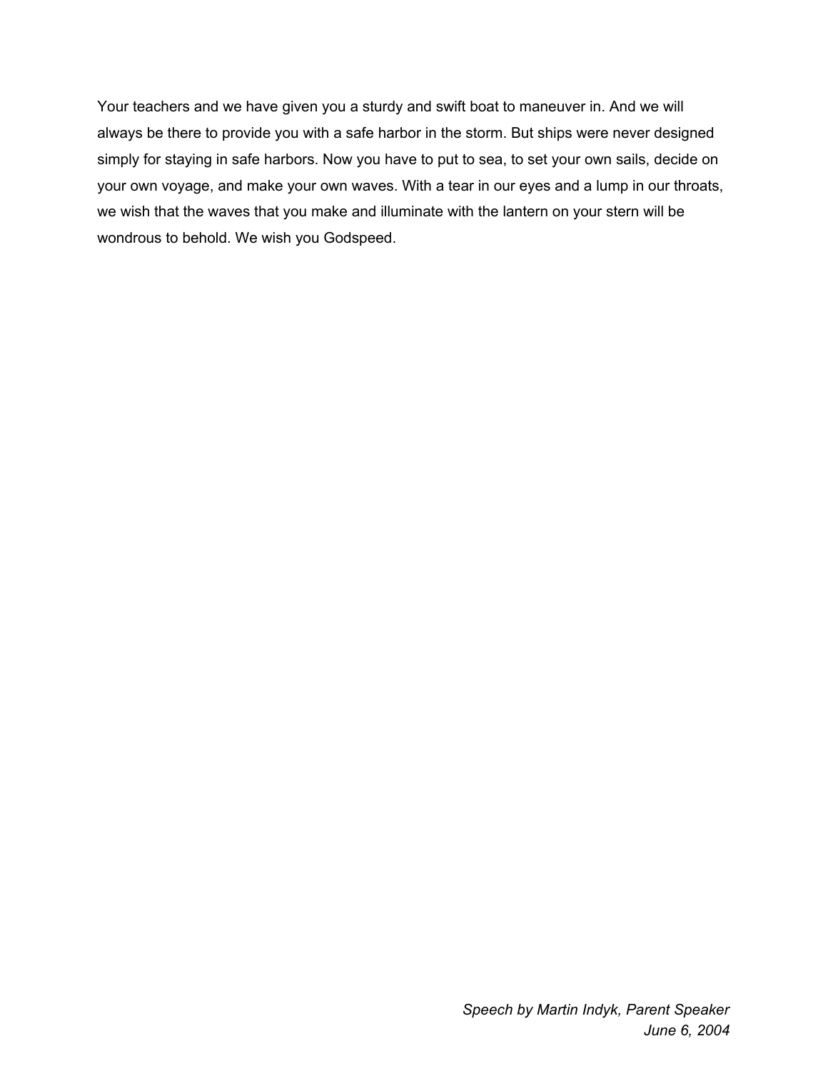Your teachers and we have given you a sturdy and swift boat to maneuver in. And we will always be there to provide you with a safe harbor in the storm. But ships were never designed simply for staying in safe harbors. Now you have to put to sea, to set your own sails, decide on your own voyage, and make your own waves. With a tear in our eyes and a lump in our throats, we wish that the waves that you make and illuminate with the lantern on your stern will be wondrous to behold. We wish you Godspeed.

*Speech by Martin Indyk, Parent Speaker*
*June 6, 2004*